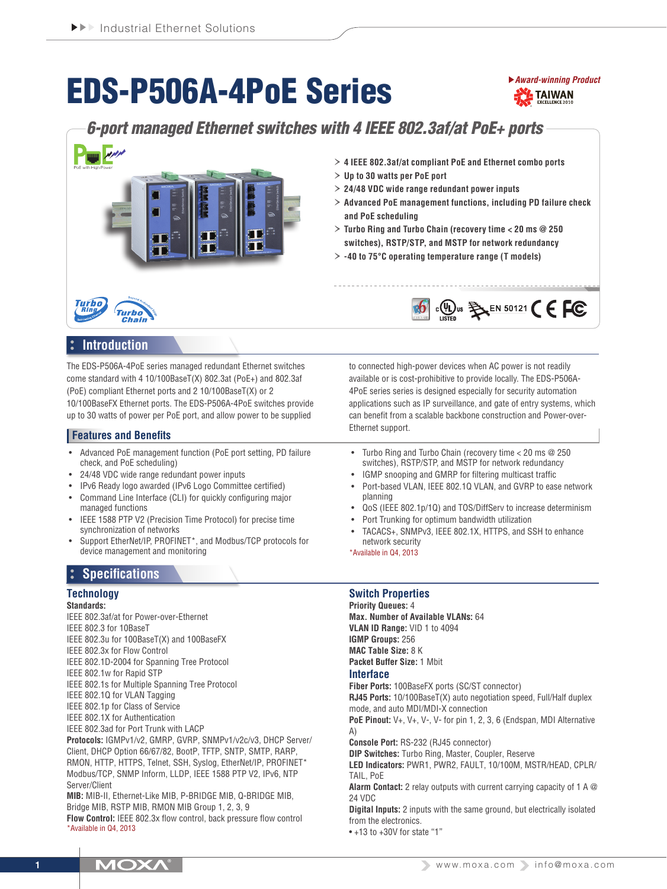# EDS-P506A-4PoE Series

▶ *Award-winning Product*
TAIWAN EXCELLENCE 2010

## *6-port managed Ethernet switches with 4 IEEE 802.3af/at PoE+ ports*

> 4 IEEE 802.3af/at compliant PoE and Ethernet combo ports
> Up to 30 watts per PoE port
> 24/48 VDC wide range redundant power inputs
> Advanced PoE management functions, including PD failure check and PoE scheduling
> Turbo Ring and Turbo Chain (recovery time < 20 ms @ 250 switches), RSTP/STP, and MSTP for network redundancy
> -40 to 75°C operating temperature range (T models)

EN 50121

## Introduction

The EDS-P506A-4PoE series managed redundant Ethernet switches come standard with 4 10/100BaseT(X) 802.3at (PoE+) and 802.3af (PoE) compliant Ethernet ports and 2 10/100BaseT(X) or 2 10/100BaseFX Ethernet ports. The EDS-P506A-4PoE switches provide up to 30 watts of power per PoE port, and allow power to be supplied to connected high-power devices when AC power is not readily available or is cost-prohibitive to provide locally. The EDS-P506A-4PoE series series is designed especially for security automation applications such as IP surveillance, and gate of entry systems, which can benefit from a scalable backbone construction and Power-over-Ethernet support.

## Features and Benefits

- Advanced PoE management function (PoE port setting, PD failure check, and PoE scheduling)
- 24/48 VDC wide range redundant power inputs
- IPv6 Ready logo awarded (IPv6 Logo Committee certified)
- Command Line Interface (CLI) for quickly configuring major managed functions
- IEEE 1588 PTP V2 (Precision Time Protocol) for precise time synchronization of networks
- Support EtherNet/IP, PROFINET*, and Modbus/TCP protocols for device management and monitoring
- Turbo Ring and Turbo Chain (recovery time < 20 ms @ 250 switches), RSTP/STP, and MSTP for network redundancy
- IGMP snooping and GMRP for filtering multicast traffic
- Port-based VLAN, IEEE 802.1Q VLAN, and GVRP to ease network planning
- QoS (IEEE 802.1p/1Q) and TOS/DiffServ to increase determinism
- Port Trunking for optimum bandwidth utilization
- TACACS+, SNMPv3, IEEE 802.1X, HTTPS, and SSH to enhance network security

*Available in Q4, 2013

## Specifications

### Technology

**Standards:**
IEEE 802.3af/at for Power-over-Ethernet
IEEE 802.3 for 10BaseT
IEEE 802.3u for 100BaseT(X) and 100BaseFX
IEEE 802.3x for Flow Control
IEEE 802.1D-2004 for Spanning Tree Protocol
IEEE 802.1w for Rapid STP
IEEE 802.1s for Multiple Spanning Tree Protocol
IEEE 802.1Q for VLAN Tagging
IEEE 802.1p for Class of Service
IEEE 802.1X for Authentication
IEEE 802.3ad for Port Trunk with LACP

**Protocols:** IGMPv1/v2, GMRP, GVRP, SNMPv1/v2c/v3, DHCP Server/Client, DHCP Option 66/67/82, BootP, TFTP, SNTP, SMTP, RARP, RMON, HTTP, HTTPS, Telnet, SSH, Syslog, EtherNet/IP, PROFINET* Modbus/TCP, SNMP Inform, LLDP, IEEE 1588 PTP V2, IPv6, NTP Server/Client

**MIB:** MIB-II, Ethernet-Like MIB, P-BRIDGE MIB, Q-BRIDGE MIB, Bridge MIB, RSTP MIB, RMON MIB Group 1, 2, 3, 9

**Flow Control:** IEEE 802.3x flow control, back pressure flow control

*Available in Q4, 2013

### Switch Properties

**Priority Queues:** 4
**Max. Number of Available VLANs:** 64
**VLAN ID Range:** VID 1 to 4094
**IGMP Groups:** 256
**MAC Table Size:** 8 K
**Packet Buffer Size:** 1 Mbit

### Interface

**Fiber Ports:** 100BaseFX ports (SC/ST connector)
**RJ45 Ports:** 10/100BaseT(X) auto negotiation speed, Full/Half duplex mode, and auto MDI/MDI-X connection
**PoE Pinout:** V+, V+, V-, V- for pin 1, 2, 3, 6 (Endspan, MDI Alternative A)
**Console Port:** RS-232 (RJ45 connector)
**DIP Switches:** Turbo Ring, Master, Coupler, Reserve
**LED Indicators:** PWR1, PWR2, FAULT, 10/100M, MSTR/HEAD, CPLR/TAIL, PoE
**Alarm Contact:** 2 relay outputs with current carrying capacity of 1 A @ 24 VDC
**Digital Inputs:** 2 inputs with the same ground, but electrically isolated from the electronics.
• +13 to +30V for state "1"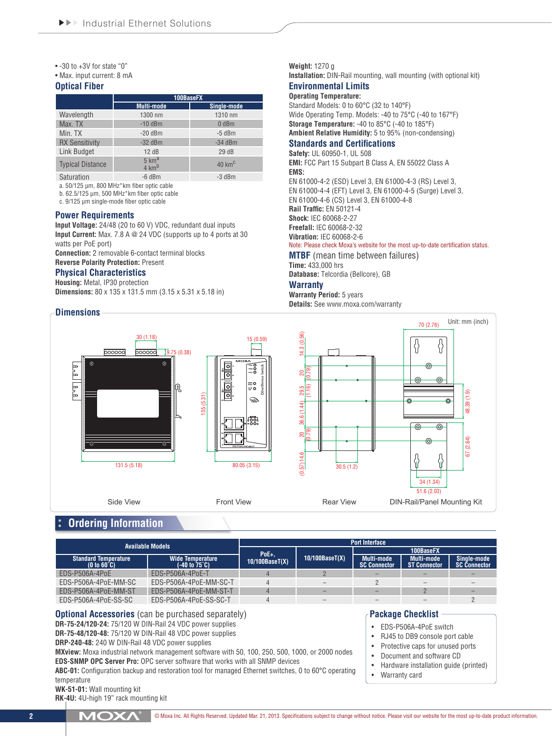• -30 to +3V for state "0"
• Max. input current: 8 mA

## Optical Fiber

| | 100BaseFX | |
|---|---|---|
| | Multi-mode | Single-mode |
| Wavelength | 1300 nm | 1310 nm |
| Max. TX | -10 dBm | 0 dBm |
| Min. TX | -20 dBm | -5 dBm |
| RX Sensitivity | -32 dBm | -34 dBm |
| Link Budget | 12 dB | 29 dB |
| Typical Distance | 5 km[a] 4 km[b] | 40 km[c] |
| Saturation | -6 dBm | -3 dBm |

a. 50/125 μm, 800 MHz*km fiber optic cable
b. 62.5/125 μm, 500 MHz*km fiber optic cable
c. 9/125 μm single-mode fiber optic cable

## Power Requirements

**Input Voltage:** 24/48 (20 to 60 V) VDC, redundant dual inputs
**Input Current:** Max. 7.8 A @ 24 VDC (supports up to 4 ports at 30 watts per PoE port)
**Connection:** 2 removable 6-contact terminal blocks
**Reverse Polarity Protection:** Present

## Physical Characteristics

**Housing:** Metal, IP30 protection
**Dimensions:** 80 x 135 x 131.5 mm (3.15 x 5.31 x 5.18 in)
**Weight:** 1270 g
**Installation:** DIN-Rail mounting, wall mounting (with optional kit)

## Environmental Limits

**Operating Temperature:**
Standard Models: 0 to 60°C (32 to 140°F)
Wide Operating Temp. Models: -40 to 75°C (-40 to 167°F)
**Storage Temperature:** -40 to 85°C (-40 to 185°F)
**Ambient Relative Humidity:** 5 to 95% (non-condensing)

## Standards and Certifications

**Safety:** UL 60950-1, UL 508
**EMI:** FCC Part 15 Subpart B Class A, EN 55022 Class A
**EMS:**
EN 61000-4-2 (ESD) Level 3, EN 61000-4-3 (RS) Level 3,
EN 61000-4-4 (EFT) Level 3, EN 61000-4-5 (Surge) Level 3,
EN 61000-4-6 (CS) Level 3, EN 61000-4-8
**Rail Traffic:** EN 50121-4
**Shock:** IEC 60068-2-27
**Freefall:** IEC 60068-2-32
**Vibration:** IEC 60068-2-6
Note: Please check Moxa's website for the most up-to-date certification status.

## MTBF (mean time between failures)

**Time:** 433,000 hrs
**Database:** Telcordia (Bellcore), GB

## Warranty

**Warranty Period:** 5 years
**Details:** See www.moxa.com/warranty

## Dimensions

Unit: mm (inch)

30 (1.18)
9.75 (0.38)
131.5 (5.18)
Side View

15 (0.59)
135 (5.31)
80.05 (3.15)
Front View

14.3 (0.56)
20 (0.79)
29.5 (1.16)
36.6 (1.44)
20 (0.79)
14.6 (0.57)
30.5 (1.2)
Rear View

70 (2.76)
48.39 (1.9)
67 (2.64)
34 (1.34)
51.6 (2.03)
DIN-Rail/Panel Mounting Kit

## Ordering Information

| Available Models | | Port Interface | | | | |
|---|---|---|---|---|---|---|
| | | | | 100BaseFX | | |
| Standard Temperature (0 to 60°C) | Wide Temperature (-40 to 75°C) | PoE+, 10/100BaseT(X) | 10/100BaseT(X) | Multi-mode SC Connector | Multi-mode ST Connector | Single-mode SC Connector |
| EDS-P506A-4PoE | EDS-P506A-4PoE-T | 4 | 2 | – | – | – |
| EDS-P506A-4PoE-MM-SC | EDS-P506A-4PoE-MM-SC-T | 4 | – | 2 | – | – |
| EDS-P506A-4PoE-MM-ST | EDS-P506A-4PoE-MM-ST-T | 4 | – | – | 2 | – |
| EDS-P506A-4PoE-SS-SC | EDS-P506A-4PoE-SS-SC-T | 4 | – | – | – | 2 |

## Optional Accessories (can be purchased separately)

**DR-75-24/120-24:** 75/120 W DIN-Rail 24 VDC power supplies
**DR-75-48/120-48:** 75/120 W DIN-Rail 48 VDC power supplies
**DRP-240-48:** 240 W DIN-Rail 48 VDC power supplies
**MXview:** Moxa industrial network management software with 50, 100, 250, 500, 1000, or 2000 nodes
**EDS-SNMP OPC Server Pro:** OPC server software that works with all SNMP devices
**ABC-01:** Configuration backup and restoration tool for managed Ethernet switches, 0 to 60°C operating temperature
**WK-51-01:** Wall mounting kit
**RK-4U:** 4U-high 19" rack mounting kit

## Package Checklist

- EDS-P506A-4PoE switch
- RJ45 to DB9 console port cable
- Protective caps for unused ports
- Document and software CD
- Hardware installation guide (printed)
- Warranty card

© Moxa Inc. All Rights Reserved. Updated Mar. 21, 2013. Specifications subject to change without notice. Please visit our website for the most up-to-date product information.